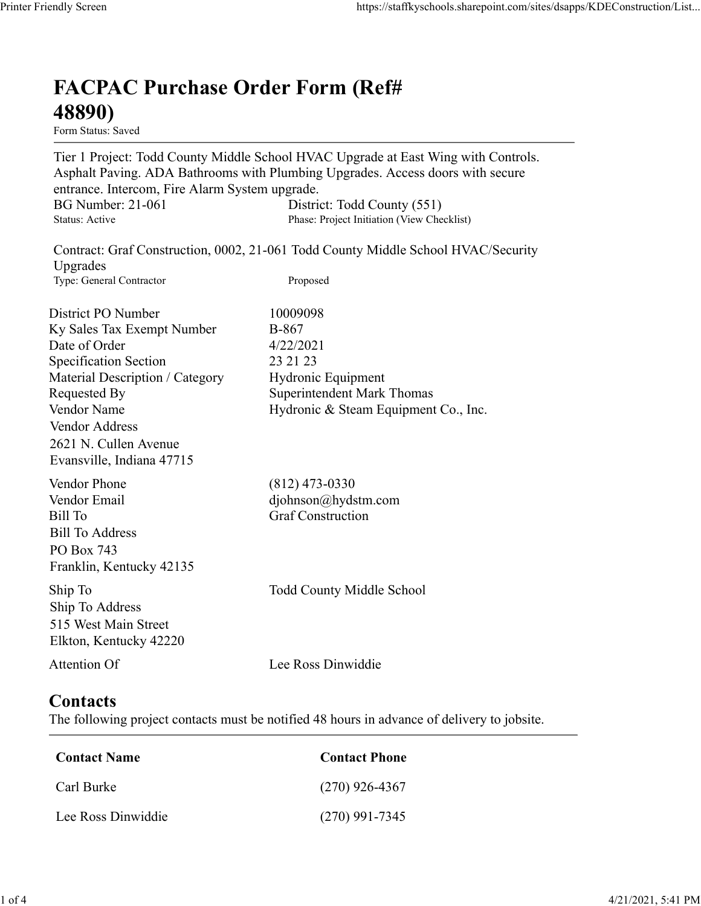# FACPAC Purchase Order Form (Ref# 48890)

Form Status: Saved

---

Tier 1 Project: Todd County Middle School HVAC Upgrade at East Wing with Controls. Asphalt Paving. ADA Bathrooms with Plumbing Upgrades. Access doors with secure entrance. Intercom, Fire Alarm System upgrade.

BG Number: 21-061 | District: Todd County (551)
Status: Active | Phase: Project Initiation (View Checklist)

Contract: Graf Construction, 0002, 21-061 Todd County Middle School HVAC/Security Upgrades
Type: General Contractor | Proposed

| | |
|---|---|
| District PO Number | 10009098 |
| Ky Sales Tax Exempt Number | B-867 |
| Date of Order | 4/22/2021 |
| Specification Section | 23 21 23 |
| Material Description / Category | Hydronic Equipment |
| Requested By | Superintendent Mark Thomas |
| Vendor Name | Hydronic & Steam Equipment Co., Inc. |

Vendor Address
2621 N. Cullen Avenue
Evansville, Indiana 47715

| | |
|---|---|
| Vendor Phone | (812) 473-0330 |
| Vendor Email | djohnson@hydstm.com |
| Bill To | Graf Construction |

Bill To Address
PO Box 743
Franklin, Kentucky 42135

| | |
|---|---|
| Ship To | Todd County Middle School |

Ship To Address
515 West Main Street
Elkton, Kentucky 42220

| | |
|---|---|
| Attention Of | Lee Ross Dinwiddie |

## Contacts

The following project contacts must be notified 48 hours in advance of delivery to jobsite.

| Contact Name | Contact Phone |
|---|---|
| Carl Burke | (270) 926-4367 |
| Lee Ross Dinwiddie | (270) 991-7345 |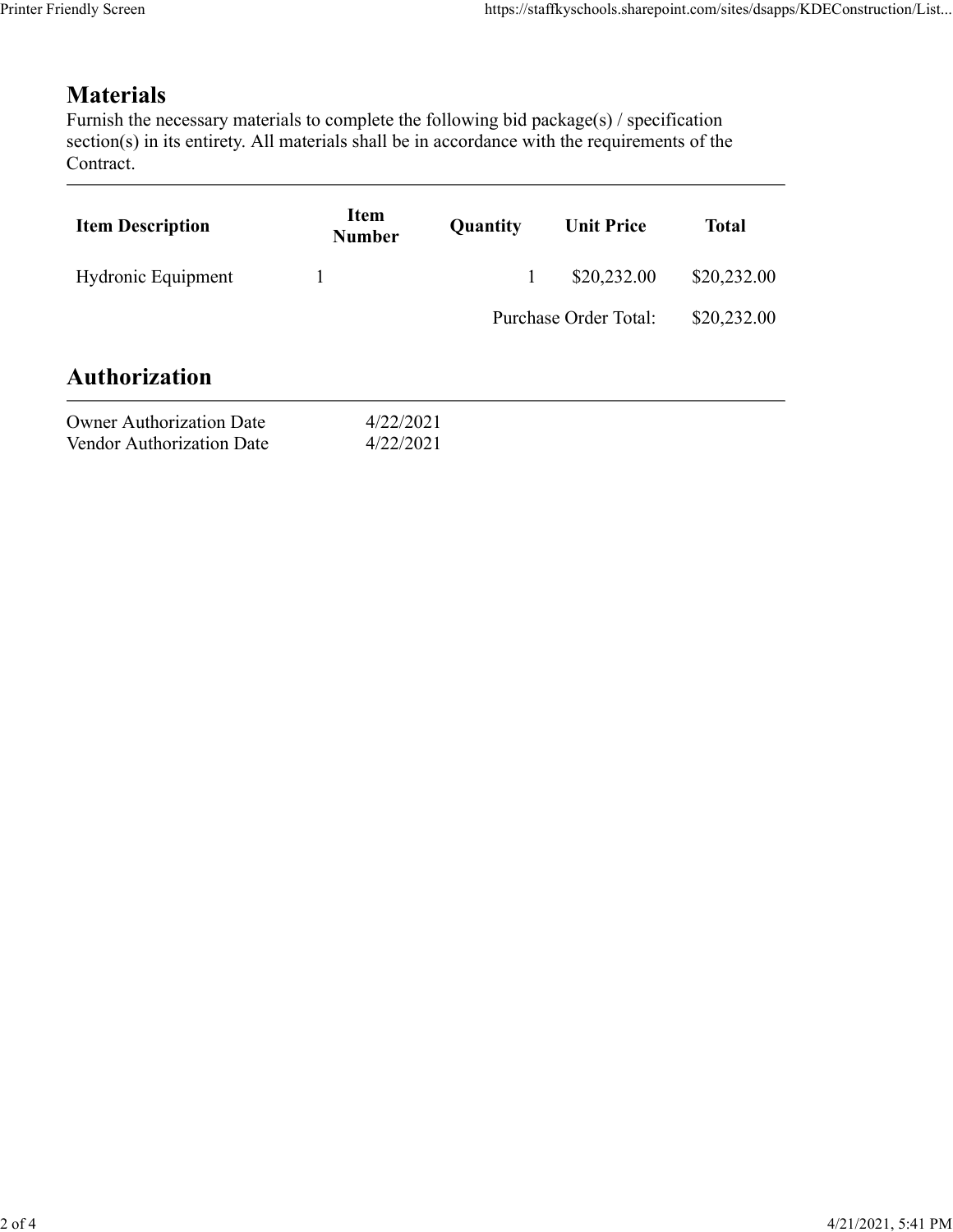## Materials

Furnish the necessary materials to complete the following bid package(s) / specification section(s) in its entirety. All materials shall be in accordance with the requirements of the Contract.

| Item Description | Item Number | Quantity | Unit Price | Total |
|---|---|---|---|---|
| Hydronic Equipment | 1 | 1 | $20,232.00 | $20,232.00 |
| | | | Purchase Order Total: | $20,232.00 |

## Authorization

| | |
|---|---|
| Owner Authorization Date | 4/22/2021 |
| Vendor Authorization Date | 4/22/2021 |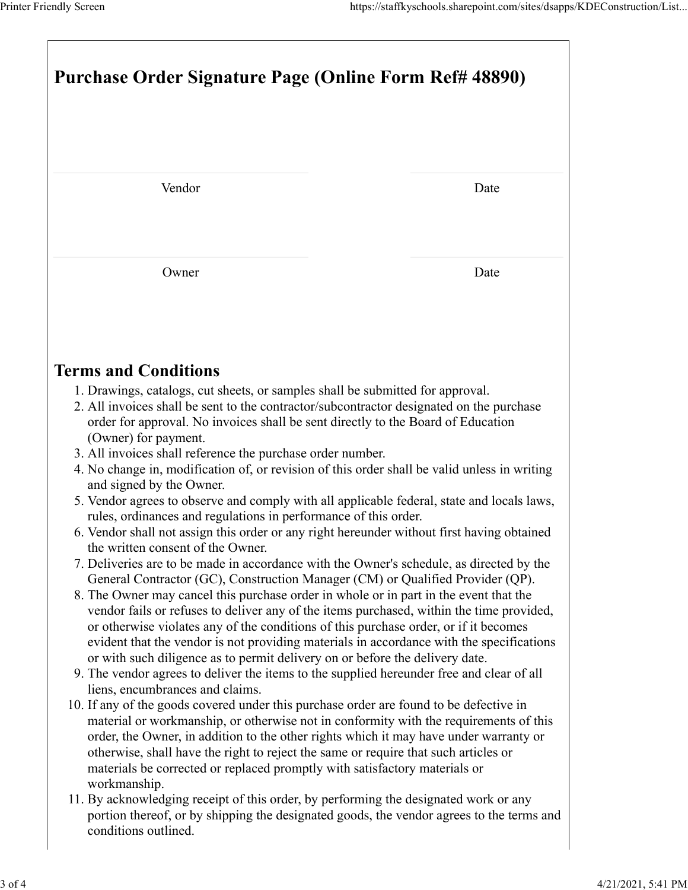# Purchase Order Signature Page (Online Form Ref# 48890)

| Vendor | Date |
|---|---|
| Owner | Date |

## Terms and Conditions

1. Drawings, catalogs, cut sheets, or samples shall be submitted for approval.
2. All invoices shall be sent to the contractor/subcontractor designated on the purchase order for approval. No invoices shall be sent directly to the Board of Education (Owner) for payment.
3. All invoices shall reference the purchase order number.
4. No change in, modification of, or revision of this order shall be valid unless in writing and signed by the Owner.
5. Vendor agrees to observe and comply with all applicable federal, state and locals laws, rules, ordinances and regulations in performance of this order.
6. Vendor shall not assign this order or any right hereunder without first having obtained the written consent of the Owner.
7. Deliveries are to be made in accordance with the Owner's schedule, as directed by the General Contractor (GC), Construction Manager (CM) or Qualified Provider (QP).
8. The Owner may cancel this purchase order in whole or in part in the event that the vendor fails or refuses to deliver any of the items purchased, within the time provided, or otherwise violates any of the conditions of this purchase order, or if it becomes evident that the vendor is not providing materials in accordance with the specifications or with such diligence as to permit delivery on or before the delivery date.
9. The vendor agrees to deliver the items to the supplied hereunder free and clear of all liens, encumbrances and claims.
10. If any of the goods covered under this purchase order are found to be defective in material or workmanship, or otherwise not in conformity with the requirements of this order, the Owner, in addition to the other rights which it may have under warranty or otherwise, shall have the right to reject the same or require that such articles or materials be corrected or replaced promptly with satisfactory materials or workmanship.
11. By acknowledging receipt of this order, by performing the designated work or any portion thereof, or by shipping the designated goods, the vendor agrees to the terms and conditions outlined.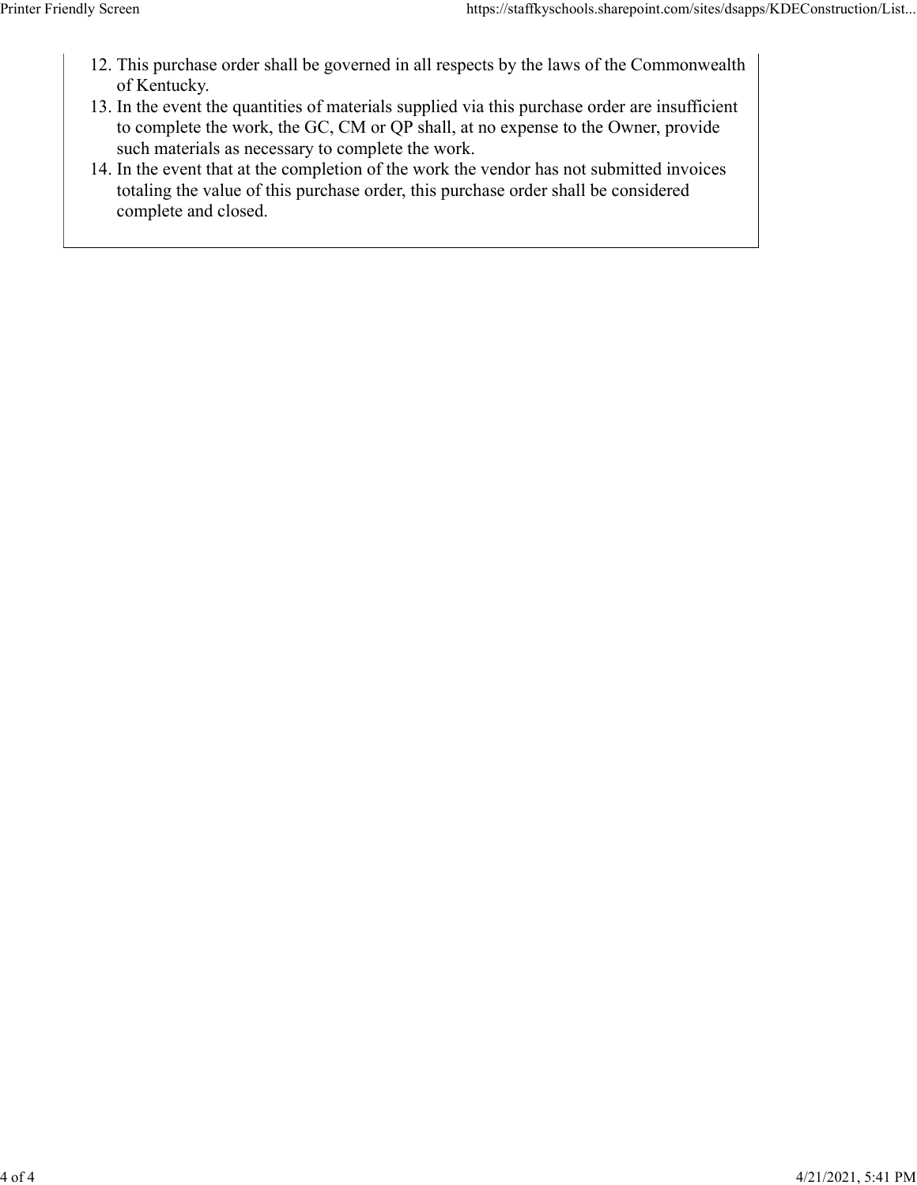12. This purchase order shall be governed in all respects by the laws of the Commonwealth of Kentucky.
13. In the event the quantities of materials supplied via this purchase order are insufficient to complete the work, the GC, CM or QP shall, at no expense to the Owner, provide such materials as necessary to complete the work.
14. In the event that at the completion of the work the vendor has not submitted invoices totaling the value of this purchase order, this purchase order shall be considered complete and closed.